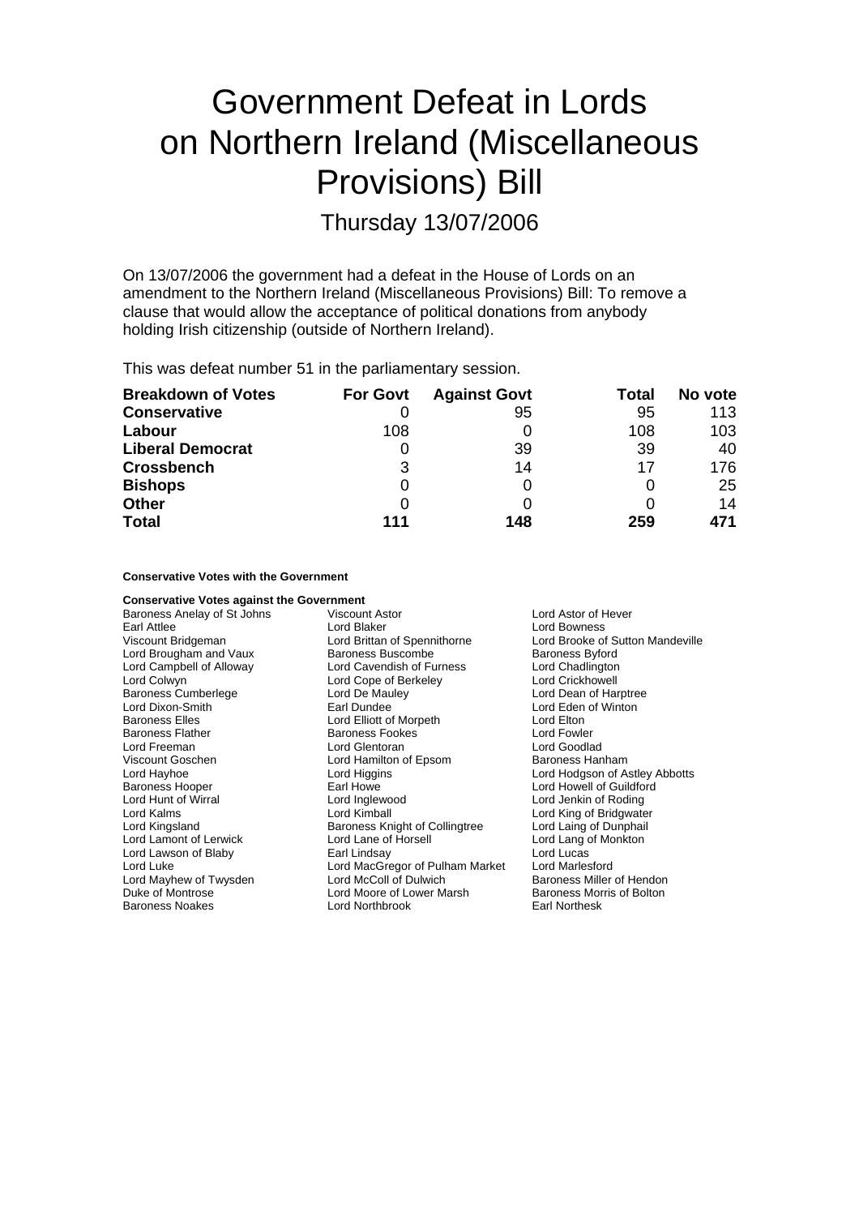# Government Defeat in Lords on Northern Ireland (Miscellaneous Provisions) Bill

Thursday 13/07/2006

On 13/07/2006 the government had a defeat in the House of Lords on an amendment to the Northern Ireland (Miscellaneous Provisions) Bill: To remove a clause that would allow the acceptance of political donations from anybody holding Irish citizenship (outside of Northern Ireland).

This was defeat number 51 in the parliamentary session.

| Breakdown of Votes | For Govt | Against Govt | Total | No vote |
|---|---|---|---|---|
| **Conservative** | 0 | 95 | 95 | 113 |
| **Labour** | 108 | 0 | 108 | 103 |
| **Liberal Democrat** | 0 | 39 | 39 | 40 |
| **Crossbench** | 3 | 14 | 17 | 176 |
| **Bishops** | 0 | 0 | 0 | 25 |
| **Other** | 0 | 0 | 0 | 14 |
| **Total** | **111** | **148** | **259** | **471** |

**Conservative Votes with the Government**

**Conservative Votes against the Government**

Baroness Anelay of St Johns
Viscount Astor
Lord Astor of Hever
Earl Attlee
Lord Blaker
Lord Bowness
Viscount Bridgeman
Lord Brittan of Spennithorne
Lord Brooke of Sutton Mandeville
Lord Brougham and Vaux
Baroness Buscombe
Baroness Byford
Lord Campbell of Alloway
Lord Cavendish of Furness
Lord Chadlington
Lord Colwyn
Lord Cope of Berkeley
Lord Crickhowell
Baroness Cumberlege
Lord De Mauley
Lord Dean of Harptree
Lord Dixon-Smith
Earl Dundee
Lord Eden of Winton
Baroness Elles
Lord Elliott of Morpeth
Lord Elton
Baroness Flather
Baroness Fookes
Lord Fowler
Lord Freeman
Lord Glentoran
Lord Goodlad
Viscount Goschen
Lord Hamilton of Epsom
Baroness Hanham
Lord Hayhoe
Lord Higgins
Lord Hodgson of Astley Abbotts
Baroness Hooper
Earl Howe
Lord Howell of Guildford
Lord Hunt of Wirral
Lord Inglewood
Lord Jenkin of Roding
Lord Kalms
Lord Kimball
Lord King of Bridgwater
Lord Kingsland
Baroness Knight of Collingtree
Lord Laing of Dunphail
Lord Lamont of Lerwick
Lord Lane of Horsell
Lord Lang of Monkton
Lord Lawson of Blaby
Earl Lindsay
Lord Lucas
Lord Luke
Lord MacGregor of Pulham Market
Lord Marlesford
Lord Mayhew of Twysden
Lord McColl of Dulwich
Baroness Miller of Hendon
Duke of Montrose
Lord Moore of Lower Marsh
Baroness Morris of Bolton
Baroness Noakes
Lord Northbrook
Earl Northesk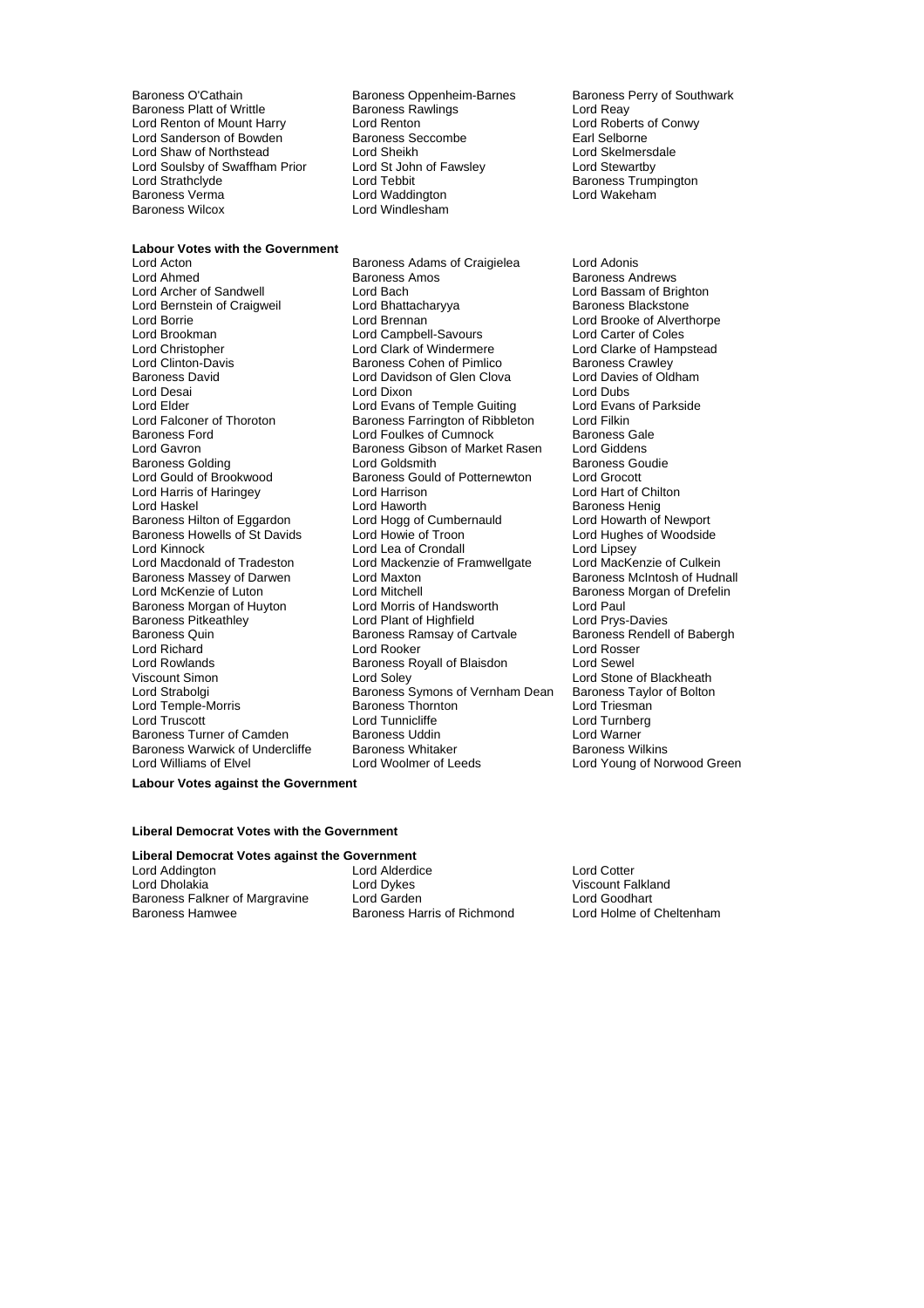Baroness O'Cathain
Baroness Oppenheim-Barnes
Baroness Perry of Southwark
Baroness Platt of Writtle
Baroness Rawlings
Lord Reay
Lord Renton of Mount Harry
Lord Renton
Lord Roberts of Conwy
Lord Sanderson of Bowden
Baroness Seccombe
Earl Selborne
Lord Shaw of Northstead
Lord Sheikh
Lord Skelmersdale
Lord Soulsby of Swaffham Prior
Lord St John of Fawsley
Lord Stewartby
Lord Strathclyde
Lord Tebbit
Baroness Trumpington
Baroness Verma
Lord Waddington
Lord Wakeham
Baroness Wilcox
Lord Windlesham

**Labour Votes with the Government**

Lord Acton
Baroness Adams of Craigielea
Lord Adonis
Lord Ahmed
Baroness Amos
Baroness Andrews
Lord Archer of Sandwell
Lord Bach
Lord Bassam of Brighton
Lord Bernstein of Craigweil
Lord Bhattacharyya
Baroness Blackstone
Lord Borrie
Lord Brennan
Lord Brooke of Alverthorpe
Lord Brookman
Lord Campbell-Savours
Lord Carter of Coles
Lord Christopher
Lord Clark of Windermere
Lord Clarke of Hampstead
Lord Clinton-Davis
Baroness Cohen of Pimlico
Baroness Crawley
Baroness David
Lord Davidson of Glen Clova
Lord Davies of Oldham
Lord Desai
Lord Dixon
Lord Dubs
Lord Elder
Lord Evans of Temple Guiting
Lord Evans of Parkside
Lord Falconer of Thoroton
Baroness Farrington of Ribbleton
Lord Filkin
Baroness Ford
Lord Foulkes of Cumnock
Baroness Gale
Lord Gavron
Baroness Gibson of Market Rasen
Lord Giddens
Baroness Golding
Lord Goldsmith
Baroness Goudie
Lord Gould of Brookwood
Baroness Gould of Potternewton
Lord Grocott
Lord Harris of Haringey
Lord Harrison
Lord Hart of Chilton
Lord Haskel
Lord Haworth
Baroness Henig
Baroness Hilton of Eggardon
Lord Hogg of Cumbernauld
Lord Howarth of Newport
Baroness Howells of St Davids
Lord Howie of Troon
Lord Hughes of Woodside
Lord Kinnock
Lord Lea of Crondall
Lord Lipsey
Lord Macdonald of Tradeston
Lord Mackenzie of Framwellgate
Lord MacKenzie of Culkein
Baroness Massey of Darwen
Lord Maxton
Baroness McIntosh of Hudnall
Lord McKenzie of Luton
Lord Mitchell
Baroness Morgan of Drefelin
Baroness Morgan of Huyton
Lord Morris of Handsworth
Lord Paul
Baroness Pitkeathley
Lord Plant of Highfield
Lord Prys-Davies
Baroness Quin
Baroness Ramsay of Cartvale
Baroness Rendell of Babergh
Lord Richard
Lord Rooker
Lord Rosser
Lord Rowlands
Baroness Royall of Blaisdon
Lord Sewel
Viscount Simon
Lord Soley
Lord Stone of Blackheath
Lord Strabolgi
Baroness Symons of Vernham Dean
Baroness Taylor of Bolton
Lord Temple-Morris
Baroness Thornton
Lord Triesman
Lord Truscott
Lord Tunnicliffe
Lord Turnberg
Baroness Turner of Camden
Baroness Uddin
Lord Warner
Baroness Warwick of Undercliffe
Baroness Whitaker
Baroness Wilkins
Lord Williams of Elvel
Lord Woolmer of Leeds
Lord Young of Norwood Green

**Labour Votes against the Government**

**Liberal Democrat Votes with the Government**

**Liberal Democrat Votes against the Government**

Lord Addington
Lord Alderdice
Lord Cotter
Lord Dholakia
Lord Dykes
Viscount Falkland
Baroness Falkner of Margravine
Lord Garden
Lord Goodhart
Baroness Hamwee
Baroness Harris of Richmond
Lord Holme of Cheltenham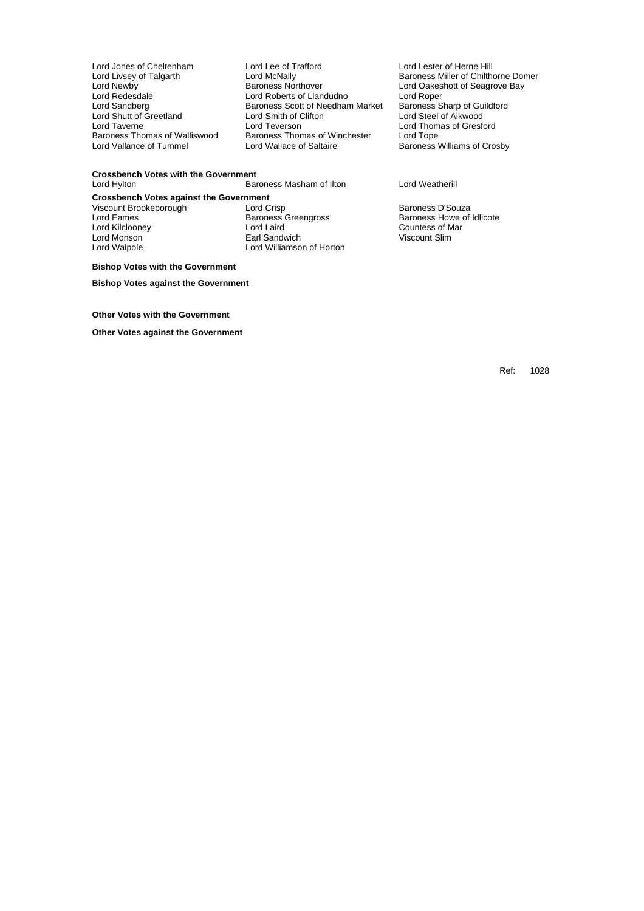Lord Jones of Cheltenham
Lord Lee of Trafford
Lord Lester of Herne Hill
Lord Livsey of Talgarth
Lord McNally
Baroness Miller of Chilthorne Domer
Lord Newby
Baroness Northover
Lord Oakeshott of Seagrove Bay
Lord Redesdale
Lord Roberts of Llandudno
Lord Roper
Lord Sandberg
Baroness Scott of Needham Market
Baroness Sharp of Guildford
Lord Shutt of Greetland
Lord Smith of Clifton
Lord Steel of Aikwood
Lord Taverne
Lord Teverson
Lord Thomas of Gresford
Baroness Thomas of Walliswood
Baroness Thomas of Winchester
Lord Tope
Lord Vallance of Tummel
Lord Wallace of Saltaire
Baroness Williams of Crosby

**Crossbench Votes with the Government**

Lord Hylton
Baroness Masham of Ilton
Lord Weatherill

**Crossbench Votes against the Government**

Viscount Brookeborough
Lord Crisp
Baroness D'Souza
Lord Eames
Baroness Greengross
Baroness Howe of Idlicote
Lord Kilclooney
Lord Laird
Countess of Mar
Lord Monson
Earl Sandwich
Viscount Slim
Lord Walpole
Lord Williamson of Horton

**Bishop Votes with the Government**

**Bishop Votes against the Government**

**Other Votes with the Government**

**Other Votes against the Government**

Ref: 1028